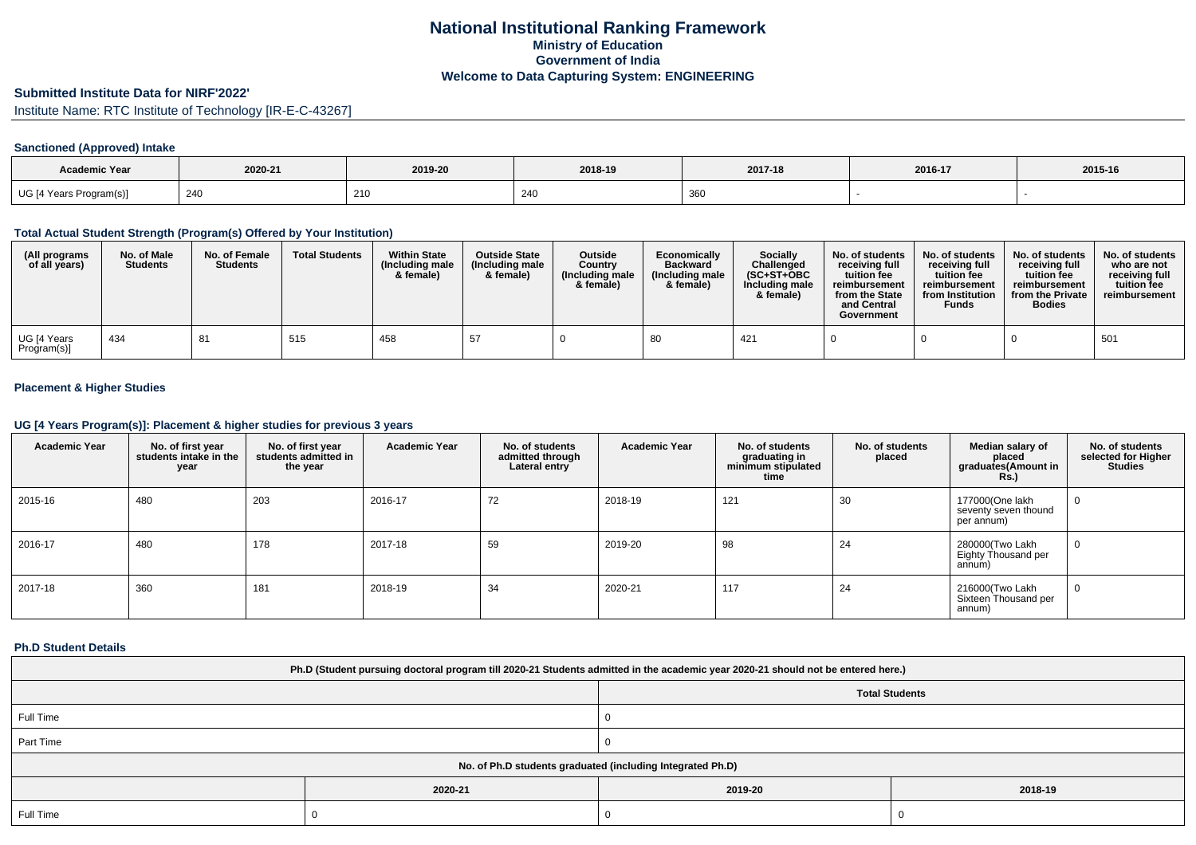# National Institutional Ranking Framework
## Ministry of Education
## Government of India
## Welcome to Data Capturing System: ENGINEERING

### Submitted Institute Data for NIRF'2022'

Institute Name: RTC Institute of Technology [IR-E-C-43267]

#### Sanctioned (Approved) Intake

| Academic Year | 2020-21 | 2019-20 | 2018-19 | 2017-18 | 2016-17 | 2015-16 |
|---|---|---|---|---|---|---|
| UG [4 Years Program(s)] | 240 | 210 | 240 | 360 | - | - |

#### Total Actual Student Strength (Program(s) Offered by Your Institution)

| (All programs of all years) | No. of Male Students | No. of Female Students | Total Students | Within State (Including male & female) | Outside State (Including male & female) | Outside Country (Including male & female) | Economically Backward (Including male & female) | Socially Challenged (SC+ST+OBC Including male & female) | No. of students receiving full tuition fee reimbursement from the State and Central Government | No. of students receiving full tuition fee reimbursement from Institution Funds | No. of students receiving full tuition fee reimbursement from the Private Bodies | No. of students who are not receiving full tuition fee reimbursement |
|---|---|---|---|---|---|---|---|---|---|---|---|---|
| UG [4 Years Program(s)] | 434 | 81 | 515 | 458 | 57 | 0 | 80 | 421 | 0 | 0 | 0 | 501 |

#### Placement & Higher Studies

#### UG [4 Years Program(s)]: Placement & higher studies for previous 3 years

| Academic Year | No. of first year students intake in the year | No. of first year students admitted in the year | Academic Year | No. of students admitted through Lateral entry | Academic Year | No. of students graduating in minimum stipulated time | No. of students placed | Median salary of placed graduates(Amount in Rs.) | No. of students selected for Higher Studies |
|---|---|---|---|---|---|---|---|---|---|
| 2015-16 | 480 | 203 | 2016-17 | 72 | 2018-19 | 121 | 30 | 177000(One lakh seventy seven thound per annum) | 0 |
| 2016-17 | 480 | 178 | 2017-18 | 59 | 2019-20 | 98 | 24 | 280000(Two Lakh Eighty Thousand per annum) | 0 |
| 2017-18 | 360 | 181 | 2018-19 | 34 | 2020-21 | 117 | 24 | 216000(Two Lakh Sixteen Thousand per annum) | 0 |

#### Ph.D Student Details

| Ph.D (Student pursuing doctoral program till 2020-21 Students admitted in the academic year 2020-21 should not be entered here.) | | | |
|---|---|---|---|
| | Total Students | | |
| Full Time | 0 | | |
| Part Time | 0 | | |
| No. of Ph.D students graduated (including Integrated Ph.D) | | | |
| | 2020-21 | 2019-20 | 2018-19 |
| Full Time | 0 | 0 | 0 |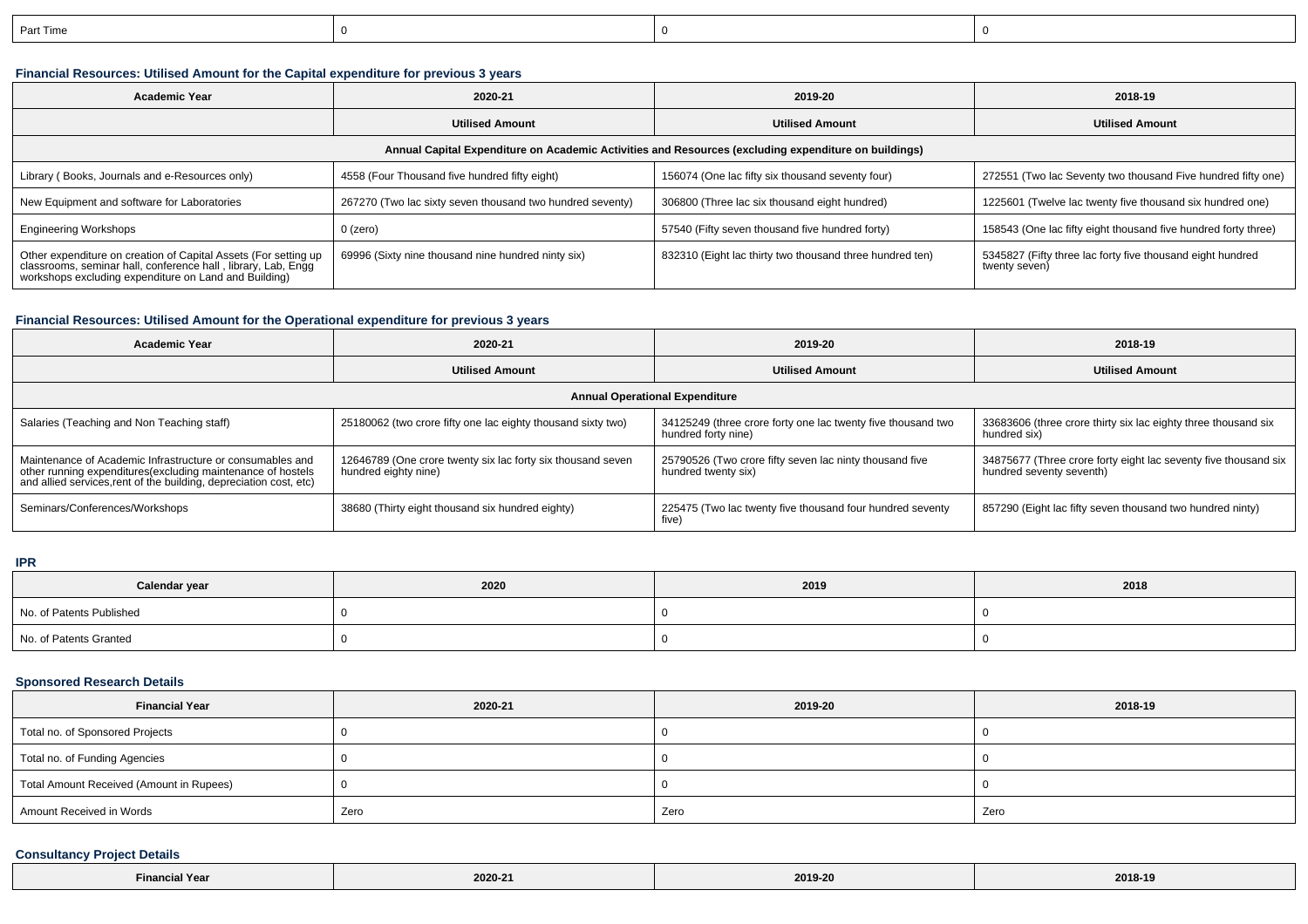| Part Time | 0 | 0 | 0 |
|---|---|---|---|

### Financial Resources: Utilised Amount for the Capital expenditure for previous 3 years

| Academic Year | 2020-21 | 2019-20 | 2018-19 |
|---|---|---|---|
| | Utilised Amount | Utilised Amount | Utilised Amount |
| Annual Capital Expenditure on Academic Activities and Resources (excluding expenditure on buildings) | | | |
| Library ( Books, Journals and e-Resources only) | 4558 (Four Thousand five hundred fifty eight) | 156074 (One lac fifty six thousand seventy four) | 272551 (Two lac Seventy two thousand Five hundred fifty one) |
| New Equipment and software for Laboratories | 267270 (Two lac sixty seven thousand two hundred seventy) | 306800 (Three lac six thousand eight hundred) | 1225601 (Twelve lac twenty five thousand six hundred one) |
| Engineering Workshops | 0 (zero) | 57540 (Fifty seven thousand five hundred forty) | 158543 (One lac fifty eight thousand five hundred forty three) |
| Other expenditure on creation of Capital Assets (For setting up classrooms, seminar hall, conference hall , library, Lab, Engg workshops excluding expenditure on Land and Building) | 69996 (Sixty nine thousand nine hundred ninty six) | 832310 (Eight lac thirty two thousand three hundred ten) | 5345827 (Fifty three lac forty five thousand eight hundred twenty seven) |

### Financial Resources: Utilised Amount for the Operational expenditure for previous 3 years

| Academic Year | 2020-21 | 2019-20 | 2018-19 |
|---|---|---|---|
| | Utilised Amount | Utilised Amount | Utilised Amount |
| Annual Operational Expenditure | | | |
| Salaries (Teaching and Non Teaching staff) | 25180062 (two crore fifty one lac eighty thousand sixty two) | 34125249 (three crore forty one lac twenty five thousand two hundred forty nine) | 33683606 (three crore thirty six lac eighty three thousand six hundred six) |
| Maintenance of Academic Infrastructure or consumables and other running expenditures(excluding maintenance of hostels and allied services,rent of the building, depreciation cost, etc) | 12646789 (One crore twenty six lac forty six thousand seven hundred eighty nine) | 25790526 (Two crore fifty seven lac ninty thousand five hundred twenty six) | 34875677 (Three crore forty eight lac seventy five thousand six hundred seventy seventh) |
| Seminars/Conferences/Workshops | 38680 (Thirty eight thousand six hundred eighty) | 225475 (Two lac twenty five thousand four hundred seventy five) | 857290 (Eight lac fifty seven thousand two hundred ninty) |

### IPR

| Calendar year | 2020 | 2019 | 2018 |
|---|---|---|---|
| No. of Patents Published | 0 | 0 | 0 |
| No. of Patents Granted | 0 | 0 | 0 |

### Sponsored Research Details

| Financial Year | 2020-21 | 2019-20 | 2018-19 |
|---|---|---|---|
| Total no. of Sponsored Projects | 0 | 0 | 0 |
| Total no. of Funding Agencies | 0 | 0 | 0 |
| Total Amount Received (Amount in Rupees) | 0 | 0 | 0 |
| Amount Received in Words | Zero | Zero | Zero |

### Consultancy Project Details

| Financial Year | 2020-21 | 2019-20 | 2018-19 |
|---|---|---|---|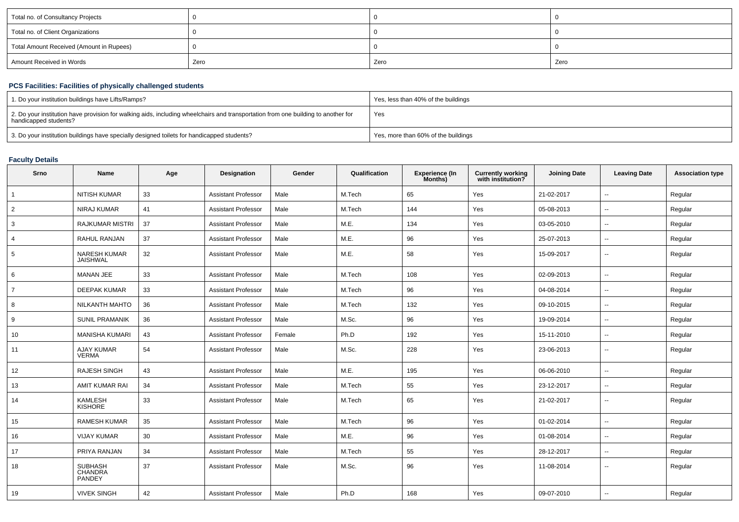| | | | |
|---|---|---|---|
| Total no. of Consultancy Projects | 0 | 0 | 0 |
| Total no. of Client Organizations | 0 | 0 | 0 |
| Total Amount Received (Amount in Rupees) | 0 | 0 | 0 |
| Amount Received in Words | Zero | Zero | Zero |

## PCS Facilities: Facilities of physically challenged students

| | |
|---|---|
| 1. Do your institution buildings have Lifts/Ramps? | Yes, less than 40% of the buildings |
| 2. Do your institution have provision for walking aids, including wheelchairs and transportation from one building to another for handicapped students? | Yes |
| 3. Do your institution buildings have specially designed toilets for handicapped students? | Yes, more than 60% of the buildings |

## Faculty Details

| Srno | Name | Age | Designation | Gender | Qualification | Experience (In Months) | Currently working with institution? | Joining Date | Leaving Date | Association type |
|---|---|---|---|---|---|---|---|---|---|---|
| 1 | NITISH KUMAR | 33 | Assistant Professor | Male | M.Tech | 65 | Yes | 21-02-2017 | -- | Regular |
| 2 | NIRAJ KUMAR | 41 | Assistant Professor | Male | M.Tech | 144 | Yes | 05-08-2013 | -- | Regular |
| 3 | RAJKUMAR MISTRI | 37 | Assistant Professor | Male | M.E. | 134 | Yes | 03-05-2010 | -- | Regular |
| 4 | RAHUL RANJAN | 37 | Assistant Professor | Male | M.E. | 96 | Yes | 25-07-2013 | -- | Regular |
| 5 | NARESH KUMAR JAISHWAL | 32 | Assistant Professor | Male | M.E. | 58 | Yes | 15-09-2017 | -- | Regular |
| 6 | MANAN JEE | 33 | Assistant Professor | Male | M.Tech | 108 | Yes | 02-09-2013 | -- | Regular |
| 7 | DEEPAK KUMAR | 33 | Assistant Professor | Male | M.Tech | 96 | Yes | 04-08-2014 | -- | Regular |
| 8 | NILKANTH MAHTO | 36 | Assistant Professor | Male | M.Tech | 132 | Yes | 09-10-2015 | -- | Regular |
| 9 | SUNIL PRAMANIK | 36 | Assistant Professor | Male | M.Sc. | 96 | Yes | 19-09-2014 | -- | Regular |
| 10 | MANISHA KUMARI | 43 | Assistant Professor | Female | Ph.D | 192 | Yes | 15-11-2010 | -- | Regular |
| 11 | AJAY KUMAR VERMA | 54 | Assistant Professor | Male | M.Sc. | 228 | Yes | 23-06-2013 | -- | Regular |
| 12 | RAJESH SINGH | 43 | Assistant Professor | Male | M.E. | 195 | Yes | 06-06-2010 | -- | Regular |
| 13 | AMIT KUMAR RAI | 34 | Assistant Professor | Male | M.Tech | 55 | Yes | 23-12-2017 | -- | Regular |
| 14 | KAMLESH KISHORE | 33 | Assistant Professor | Male | M.Tech | 65 | Yes | 21-02-2017 | -- | Regular |
| 15 | RAMESH KUMAR | 35 | Assistant Professor | Male | M.Tech | 96 | Yes | 01-02-2014 | -- | Regular |
| 16 | VIJAY KUMAR | 30 | Assistant Professor | Male | M.E. | 96 | Yes | 01-08-2014 | -- | Regular |
| 17 | PRIYA RANJAN | 34 | Assistant Professor | Male | M.Tech | 55 | Yes | 28-12-2017 | -- | Regular |
| 18 | SUBHASH CHANDRA PANDEY | 37 | Assistant Professor | Male | M.Sc. | 96 | Yes | 11-08-2014 | -- | Regular |
| 19 | VIVEK SINGH | 42 | Assistant Professor | Male | Ph.D | 168 | Yes | 09-07-2010 | -- | Regular |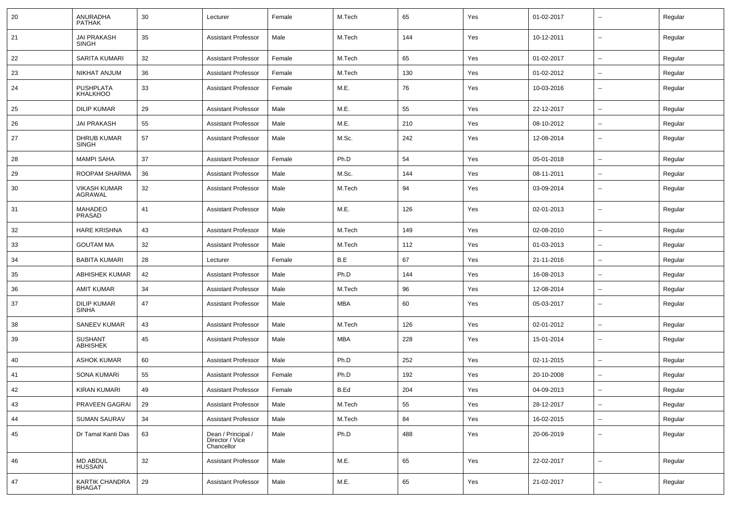| | | | | | | | | | | |
|---|---|---|---|---|---|---|---|---|---|---|
| 20 | ANURADHA PATHAK | 30 | Lecturer | Female | M.Tech | 65 | Yes | 01-02-2017 | -- | Regular |
| 21 | JAI PRAKASH SINGH | 35 | Assistant Professor | Male | M.Tech | 144 | Yes | 10-12-2011 | -- | Regular |
| 22 | SARITA KUMARI | 32 | Assistant Professor | Female | M.Tech | 65 | Yes | 01-02-2017 | -- | Regular |
| 23 | NIKHAT ANJUM | 36 | Assistant Professor | Female | M.Tech | 130 | Yes | 01-02-2012 | -- | Regular |
| 24 | PUSHPLATA KHALKHOO | 33 | Assistant Professor | Female | M.E. | 76 | Yes | 10-03-2016 | -- | Regular |
| 25 | DILIP KUMAR | 29 | Assistant Professor | Male | M.E. | 55 | Yes | 22-12-2017 | -- | Regular |
| 26 | JAI PRAKASH | 55 | Assistant Professor | Male | M.E. | 210 | Yes | 08-10-2012 | -- | Regular |
| 27 | DHRUB KUMAR SINGH | 57 | Assistant Professor | Male | M.Sc. | 242 | Yes | 12-08-2014 | -- | Regular |
| 28 | MAMPI SAHA | 37 | Assistant Professor | Female | Ph.D | 54 | Yes | 05-01-2018 | -- | Regular |
| 29 | ROOPAM SHARMA | 36 | Assistant Professor | Male | M.Sc. | 144 | Yes | 08-11-2011 | -- | Regular |
| 30 | VIKASH KUMAR AGRAWAL | 32 | Assistant Professor | Male | M.Tech | 94 | Yes | 03-09-2014 | -- | Regular |
| 31 | MAHADEO PRASAD | 41 | Assistant Professor | Male | M.E. | 126 | Yes | 02-01-2013 | -- | Regular |
| 32 | HARE KRISHNA | 43 | Assistant Professor | Male | M.Tech | 149 | Yes | 02-08-2010 | -- | Regular |
| 33 | GOUTAM MA | 32 | Assistant Professor | Male | M.Tech | 112 | Yes | 01-03-2013 | -- | Regular |
| 34 | BABITA KUMARI | 28 | Lecturer | Female | B.E | 67 | Yes | 21-11-2016 | -- | Regular |
| 35 | ABHISHEK KUMAR | 42 | Assistant Professor | Male | Ph.D | 144 | Yes | 16-08-2013 | -- | Regular |
| 36 | AMIT KUMAR | 34 | Assistant Professor | Male | M.Tech | 96 | Yes | 12-08-2014 | -- | Regular |
| 37 | DILIP KUMAR SINHA | 47 | Assistant Professor | Male | MBA | 60 | Yes | 05-03-2017 | -- | Regular |
| 38 | SANEEV KUMAR | 43 | Assistant Professor | Male | M.Tech | 126 | Yes | 02-01-2012 | -- | Regular |
| 39 | SUSHANT ABHISHEK | 45 | Assistant Professor | Male | MBA | 228 | Yes | 15-01-2014 | -- | Regular |
| 40 | ASHOK KUMAR | 60 | Assistant Professor | Male | Ph.D | 252 | Yes | 02-11-2015 | -- | Regular |
| 41 | SONA KUMARI | 55 | Assistant Professor | Female | Ph.D | 192 | Yes | 20-10-2008 | -- | Regular |
| 42 | KIRAN KUMARI | 49 | Assistant Professor | Female | B.Ed | 204 | Yes | 04-09-2013 | -- | Regular |
| 43 | PRAVEEN GAGRAI | 29 | Assistant Professor | Male | M.Tech | 55 | Yes | 28-12-2017 | -- | Regular |
| 44 | SUMAN SAURAV | 34 | Assistant Professor | Male | M.Tech | 84 | Yes | 16-02-2015 | -- | Regular |
| 45 | Dr Tamal Kanti Das | 63 | Dean / Principal / Director / Vice Chancellor | Male | Ph.D | 488 | Yes | 20-06-2019 | -- | Regular |
| 46 | MD ABDUL HUSSAIN | 32 | Assistant Professor | Male | M.E. | 65 | Yes | 22-02-2017 | -- | Regular |
| 47 | KARTIK CHANDRA BHAGAT | 29 | Assistant Professor | Male | M.E. | 65 | Yes | 21-02-2017 | -- | Regular |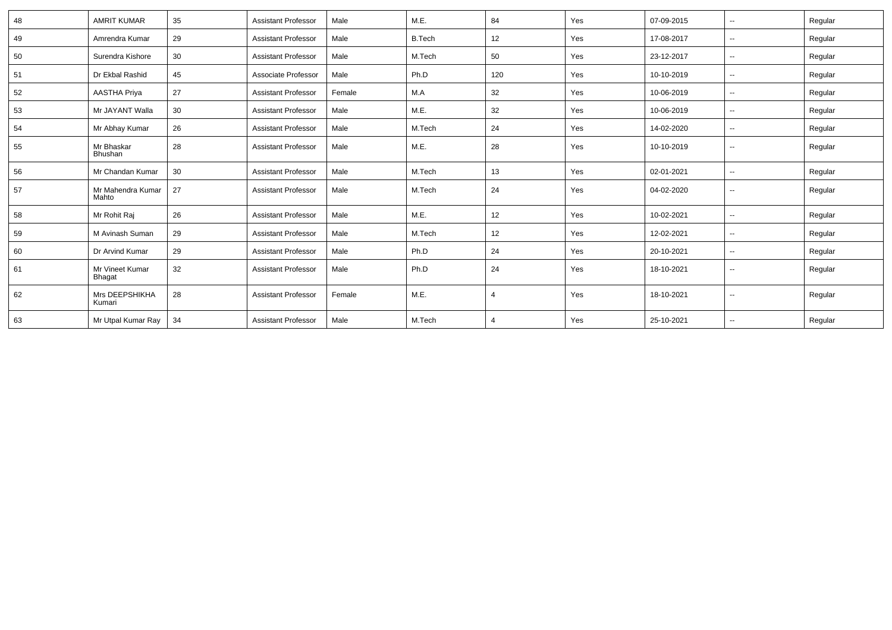| | | | | | | | | | | |
|---|---|---|---|---|---|---|---|---|---|---|
| 48 | AMRIT KUMAR | 35 | Assistant Professor | Male | M.E. | 84 | Yes | 07-09-2015 | -- | Regular |
| 49 | Amrendra Kumar | 29 | Assistant Professor | Male | B.Tech | 12 | Yes | 17-08-2017 | -- | Regular |
| 50 | Surendra Kishore | 30 | Assistant Professor | Male | M.Tech | 50 | Yes | 23-12-2017 | -- | Regular |
| 51 | Dr Ekbal Rashid | 45 | Associate Professor | Male | Ph.D | 120 | Yes | 10-10-2019 | -- | Regular |
| 52 | AASTHA Priya | 27 | Assistant Professor | Female | M.A | 32 | Yes | 10-06-2019 | -- | Regular |
| 53 | Mr JAYANT Walla | 30 | Assistant Professor | Male | M.E. | 32 | Yes | 10-06-2019 | -- | Regular |
| 54 | Mr Abhay Kumar | 26 | Assistant Professor | Male | M.Tech | 24 | Yes | 14-02-2020 | -- | Regular |
| 55 | Mr Bhaskar Bhushan | 28 | Assistant Professor | Male | M.E. | 28 | Yes | 10-10-2019 | -- | Regular |
| 56 | Mr Chandan Kumar | 30 | Assistant Professor | Male | M.Tech | 13 | Yes | 02-01-2021 | -- | Regular |
| 57 | Mr Mahendra Kumar Mahto | 27 | Assistant Professor | Male | M.Tech | 24 | Yes | 04-02-2020 | -- | Regular |
| 58 | Mr Rohit Raj | 26 | Assistant Professor | Male | M.E. | 12 | Yes | 10-02-2021 | -- | Regular |
| 59 | M Avinash Suman | 29 | Assistant Professor | Male | M.Tech | 12 | Yes | 12-02-2021 | -- | Regular |
| 60 | Dr Arvind Kumar | 29 | Assistant Professor | Male | Ph.D | 24 | Yes | 20-10-2021 | -- | Regular |
| 61 | Mr Vineet Kumar Bhagat | 32 | Assistant Professor | Male | Ph.D | 24 | Yes | 18-10-2021 | -- | Regular |
| 62 | Mrs DEEPSHIKHA Kumari | 28 | Assistant Professor | Female | M.E. | 4 | Yes | 18-10-2021 | -- | Regular |
| 63 | Mr Utpal Kumar Ray | 34 | Assistant Professor | Male | M.Tech | 4 | Yes | 25-10-2021 | -- | Regular |